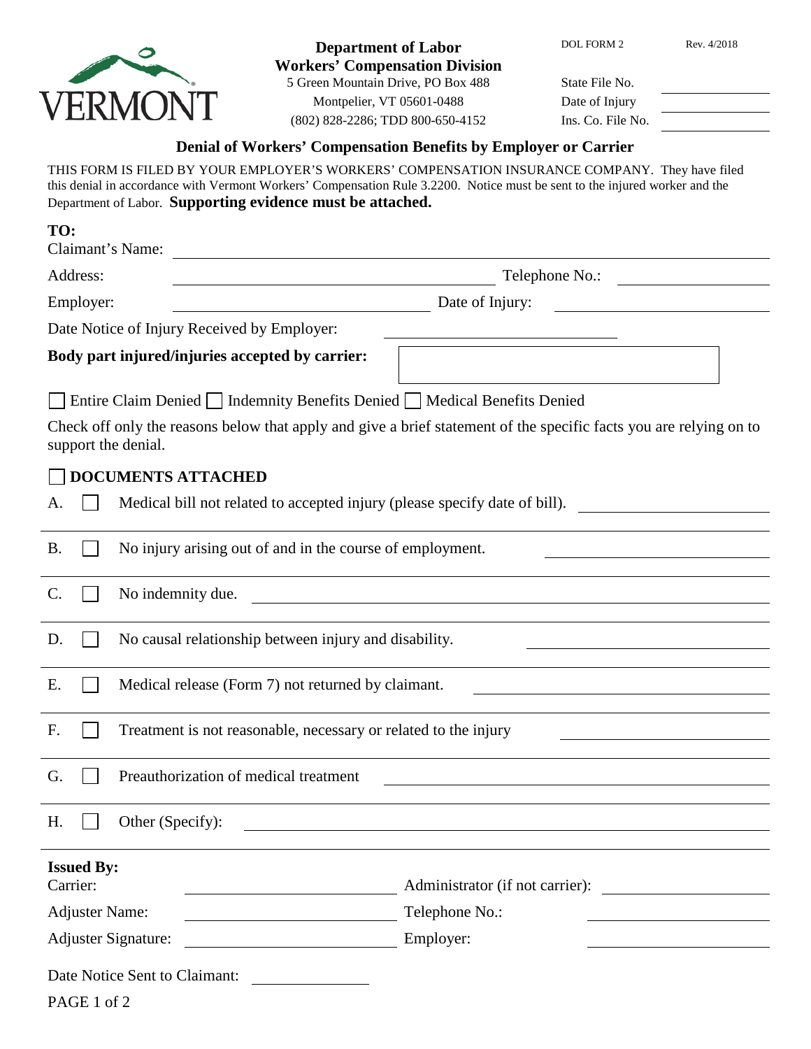VERMONT

**Department of Labor**
**Workers' Compensation Division**
5 Green Mountain Drive, PO Box 488
Montpelier, VT 05601-0488
(802) 828-2286; TDD 800-650-4152

DOL FORM 2 Rev. 4/2018

State File No. ____________
Date of Injury ____________
Ins. Co. File No. ____________

## Denial of Workers' Compensation Benefits by Employer or Carrier

THIS FORM IS FILED BY YOUR EMPLOYER'S WORKERS' COMPENSATION INSURANCE COMPANY. They have filed this denial in accordance with Vermont Workers' Compensation Rule 3.2200. Notice must be sent to the injured worker and the Department of Labor. **Supporting evidence must be attached.**

**TO:**

Claimant's Name: ____________________________________________

Address: ______________________________ Telephone No.: ______________

Employer: ______________________ Date of Injury: ______________________

Date Notice of Injury Received by Employer: ______________________

**Body part injured/injuries accepted by carrier:** ______________________

☐ Entire Claim Denied ☐ Indemnity Benefits Denied ☐ Medical Benefits Denied

Check off only the reasons below that apply and give a brief statement of the specific facts you are relying on to support the denial.

☐ **DOCUMENTS ATTACHED**

A. ☐ Medical bill not related to accepted injury (please specify date of bill). ______________

B. ☐ No injury arising out of and in the course of employment. ______________

C. ☐ No indemnity due. ______________

D. ☐ No causal relationship between injury and disability. ______________

E. ☐ Medical release (Form 7) not returned by claimant. ______________

F. ☐ Treatment is not reasonable, necessary or related to the injury ______________

G. ☐ Preauthorization of medical treatment ______________

H. ☐ Other (Specify): ______________

**Issued By:**

Carrier: ______________________ Administrator (if not carrier): ______________

Adjuster Name: ______________________ Telephone No.: ______________

Adjuster Signature: ______________________ Employer: ______________

Date Notice Sent to Claimant: ______________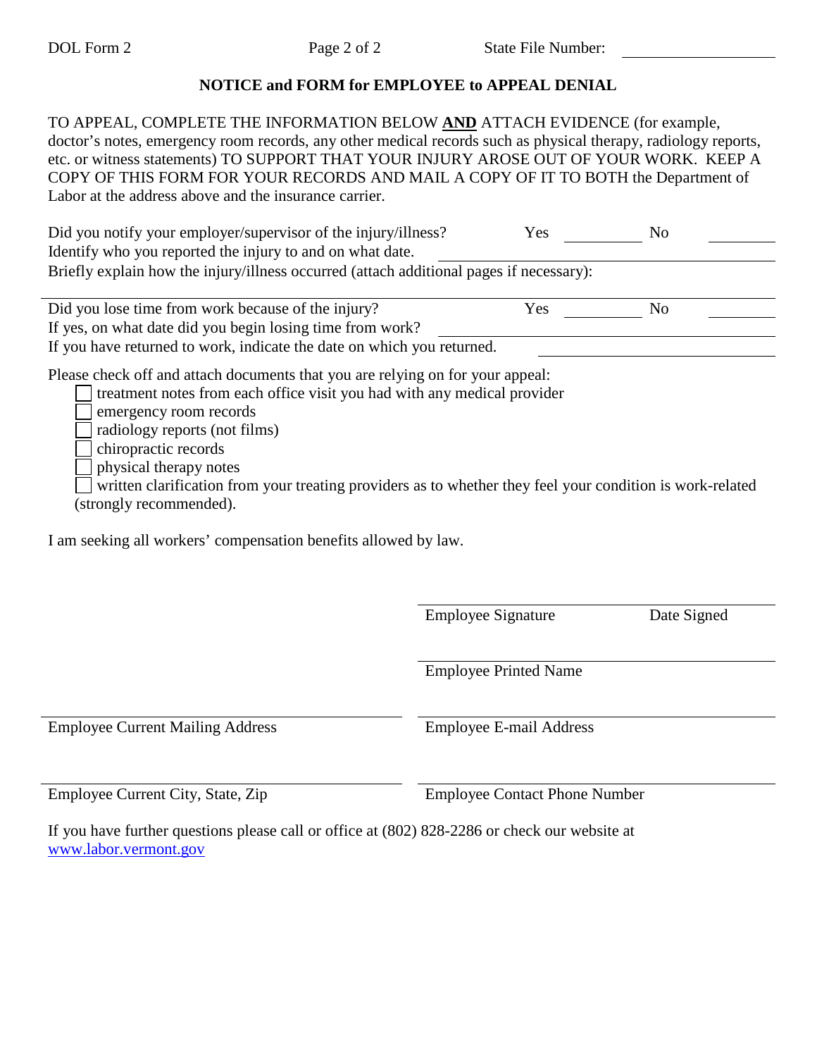State File Number: ____________

## NOTICE and FORM for EMPLOYEE to APPEAL DENIAL

TO APPEAL, COMPLETE THE INFORMATION BELOW **AND** ATTACH EVIDENCE (for example, doctor's notes, emergency room records, any other medical records such as physical therapy, radiology reports, etc. or witness statements) TO SUPPORT THAT YOUR INJURY AROSE OUT OF YOUR WORK. KEEP A COPY OF THIS FORM FOR YOUR RECORDS AND MAIL A COPY OF IT TO BOTH the Department of Labor at the address above and the insurance carrier.

Did you notify your employer/supervisor of the injury/illness? Yes ________ No ________

Identify who you reported the injury to and on what date. ____________________

Briefly explain how the injury/illness occurred (attach additional pages if necessary):

____________________________________________________________

Did you lose time from work because of the injury? Yes ________ No ________

If yes, on what date did you begin losing time from work? ____________________

If you have returned to work, indicate the date on which you returned. ____________________

Please check off and attach documents that you are relying on for your appeal:

- ☐ treatment notes from each office visit you had with any medical provider
- ☐ emergency room records
- ☐ radiology reports (not films)
- ☐ chiropractic records
- ☐ physical therapy notes
- ☐ written clarification from your treating providers as to whether they feel your condition is work-related (strongly recommended).

I am seeking all workers' compensation benefits allowed by law.

____________________________________________
Employee Signature Date Signed

____________________________________________
Employee Printed Name

____________________________________________
Employee Current Mailing Address

____________________________________________
Employee E-mail Address

____________________________________________
Employee Current City, State, Zip

____________________________________________
Employee Contact Phone Number

If you have further questions please call or office at (802) 828-2286 or check our website at www.labor.vermont.gov